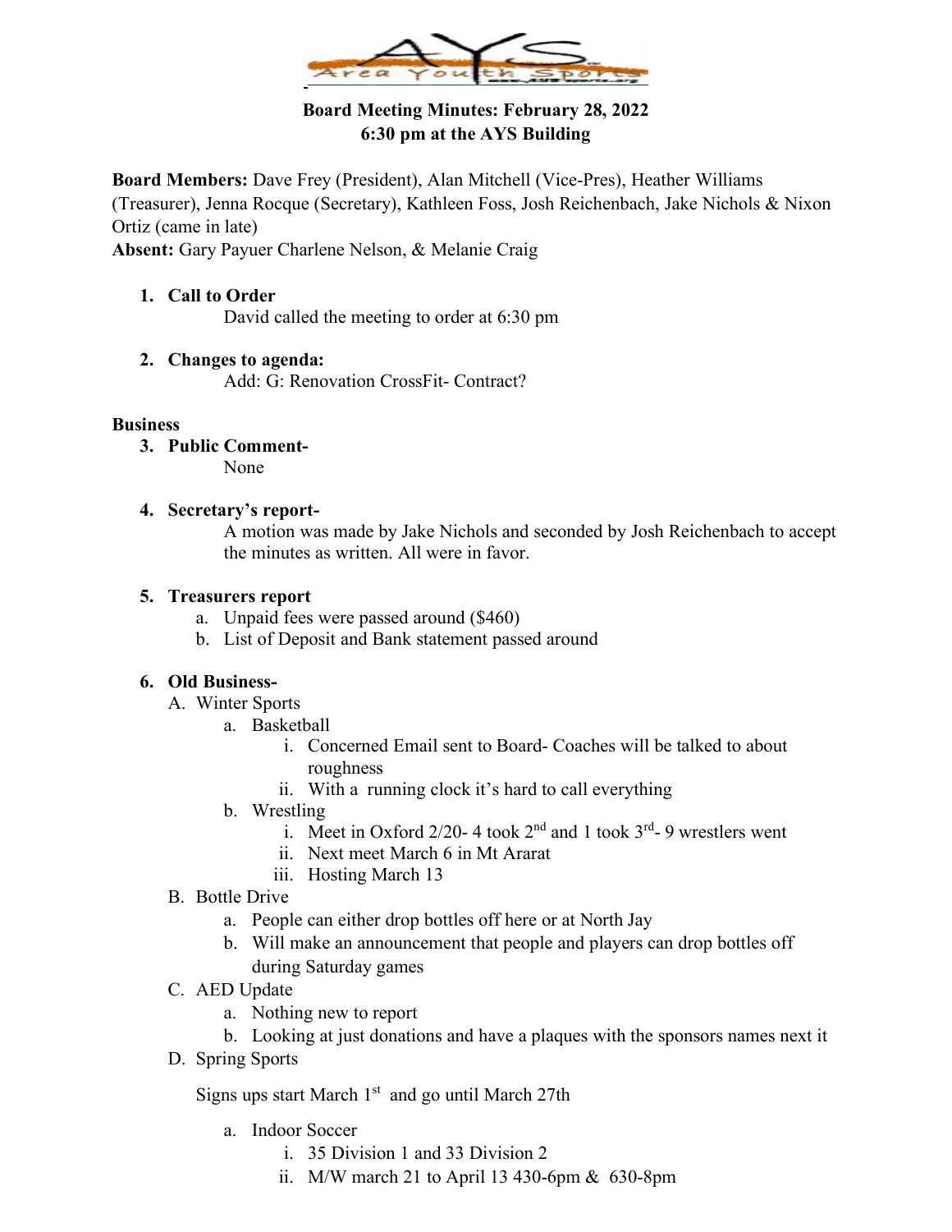**Board Meeting Minutes: February 28, 2022**
**6:30 pm at the AYS Building**

**Board Members:** Dave Frey (President), Alan Mitchell (Vice-Pres), Heather Williams (Treasurer), Jenna Rocque (Secretary), Kathleen Foss, Josh Reichenbach, Jake Nichols & Nixon Ortiz (came in late)
**Absent:** Gary Payuer Charlene Nelson, & Melanie Craig

1. **Call to Order**
   David called the meeting to order at 6:30 pm

2. **Changes to agenda:**
   Add: G: Renovation CrossFit- Contract?

**Business**

3. **Public Comment-**
   None

4. **Secretary's report-**
   A motion was made by Jake Nichols and seconded by Josh Reichenbach to accept the minutes as written. All were in favor.

5. **Treasurers report**
   a. Unpaid fees were passed around ($460)
   b. List of Deposit and Bank statement passed around

6. **Old Business-**
   A. Winter Sports
      a. Basketball
         i. Concerned Email sent to Board- Coaches will be talked to about roughness
         ii. With a running clock it's hard to call everything
      b. Wrestling
         i. Meet in Oxford 2/20- 4 took 2nd and 1 took 3rd- 9 wrestlers went
         ii. Next meet March 6 in Mt Ararat
         iii. Hosting March 13
   B. Bottle Drive
      a. People can either drop bottles off here or at North Jay
      b. Will make an announcement that people and players can drop bottles off during Saturday games
   C. AED Update
      a. Nothing new to report
      b. Looking at just donations and have a plaques with the sponsors names next it
   D. Spring Sports

      Signs ups start March 1st and go until March 27th

      a. Indoor Soccer
         i. 35 Division 1 and 33 Division 2
         ii. M/W march 21 to April 13 430-6pm & 630-8pm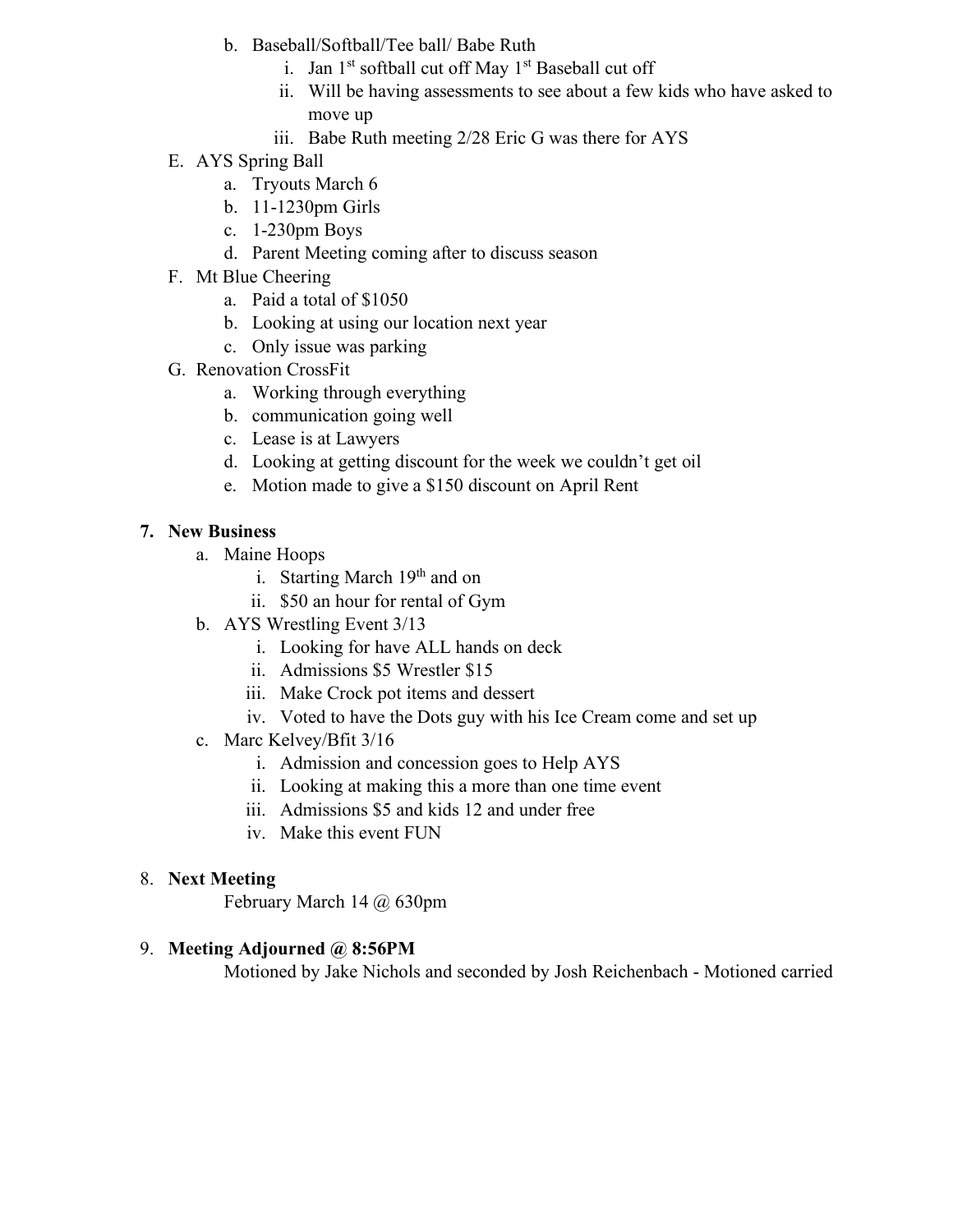b. Baseball/Softball/Tee ball/ Babe Ruth
   i. Jan 1st softball cut off May 1st Baseball cut off
   ii. Will be having assessments to see about a few kids who have asked to move up
   iii. Babe Ruth meeting 2/28 Eric G was there for AYS

E. AYS Spring Ball
   a. Tryouts March 6
   b. 11-1230pm Girls
   c. 1-230pm Boys
   d. Parent Meeting coming after to discuss season

F. Mt Blue Cheering
   a. Paid a total of $1050
   b. Looking at using our location next year
   c. Only issue was parking

G. Renovation CrossFit
   a. Working through everything
   b. communication going well
   c. Lease is at Lawyers
   d. Looking at getting discount for the week we couldn't get oil
   e. Motion made to give a $150 discount on April Rent

7. **New Business**
   a. Maine Hoops
      i. Starting March 19th and on
      ii. $50 an hour for rental of Gym
   b. AYS Wrestling Event 3/13
      i. Looking for have ALL hands on deck
      ii. Admissions $5 Wrestler $15
      iii. Make Crock pot items and dessert
      iv. Voted to have the Dots guy with his Ice Cream come and set up
   c. Marc Kelvey/Bfit 3/16
      i. Admission and concession goes to Help AYS
      ii. Looking at making this a more than one time event
      iii. Admissions $5 and kids 12 and under free
      iv. Make this event FUN

8. **Next Meeting**

   February March 14 @ 630pm

9. **Meeting Adjourned @ 8:56PM**

   Motioned by Jake Nichols and seconded by Josh Reichenbach - Motioned carried